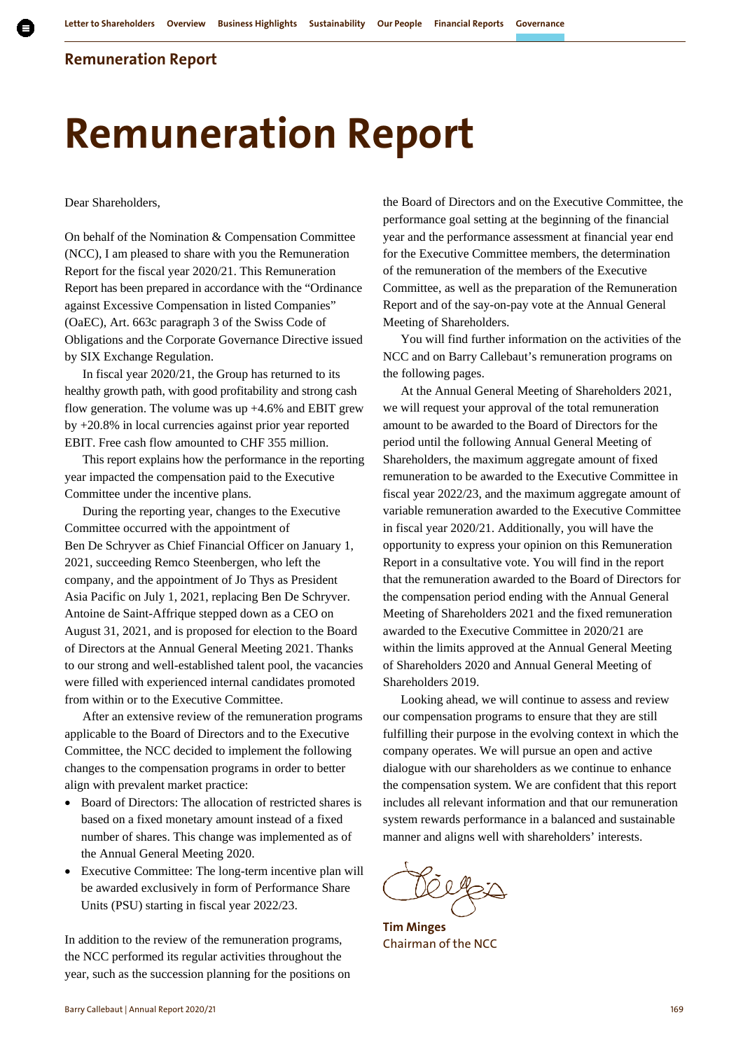# Remuneration Report

Dear Shareholders,

On behalf of the Nomination & Compensation Committee (NCC), I am pleased to share with you the Remuneration Report for the fiscal year 2020/21. This Remuneration Report has been prepared in accordance with the "Ordinance against Excessive Compensation in listed Companies" (OaEC), Art. 663c paragraph 3 of the Swiss Code of Obligations and the Corporate Governance Directive issued by SIX Exchange Regulation.

In fiscal year 2020/21, the Group has returned to its healthy growth path, with good profitability and strong cash flow generation. The volume was up +4.6% and EBIT grew by +20.8% in local currencies against prior year reported EBIT. Free cash flow amounted to CHF 355 million.

This report explains how the performance in the reporting year impacted the compensation paid to the Executive Committee under the incentive plans.

During the reporting year, changes to the Executive Committee occurred with the appointment of Ben De Schryver as Chief Financial Officer on January 1, 2021, succeeding Remco Steenbergen, who left the company, and the appointment of Jo Thys as President Asia Pacific on July 1, 2021, replacing Ben De Schryver. Antoine de Saint-Affrique stepped down as a CEO on August 31, 2021, and is proposed for election to the Board of Directors at the Annual General Meeting 2021. Thanks to our strong and well-established talent pool, the vacancies were filled with experienced internal candidates promoted from within or to the Executive Committee.

After an extensive review of the remuneration programs applicable to the Board of Directors and to the Executive Committee, the NCC decided to implement the following changes to the compensation programs in order to better align with prevalent market practice:

- Board of Directors: The allocation of restricted shares is based on a fixed monetary amount instead of a fixed number of shares. This change was implemented as of the Annual General Meeting 2020.
- Executive Committee: The long-term incentive plan will be awarded exclusively in form of Performance Share Units (PSU) starting in fiscal year 2022/23.

In addition to the review of the remuneration programs, the NCC performed its regular activities throughout the year, such as the succession planning for the positions on the Board of Directors and on the Executive Committee, the performance goal setting at the beginning of the financial year and the performance assessment at financial year end for the Executive Committee members, the determination of the remuneration of the members of the Executive Committee, as well as the preparation of the Remuneration Report and of the say-on-pay vote at the Annual General Meeting of Shareholders.

You will find further information on the activities of the NCC and on Barry Callebaut's remuneration programs on the following pages.

At the Annual General Meeting of Shareholders 2021, we will request your approval of the total remuneration amount to be awarded to the Board of Directors for the period until the following Annual General Meeting of Shareholders, the maximum aggregate amount of fixed remuneration to be awarded to the Executive Committee in fiscal year 2022/23, and the maximum aggregate amount of variable remuneration awarded to the Executive Committee in fiscal year 2020/21. Additionally, you will have the opportunity to express your opinion on this Remuneration Report in a consultative vote. You will find in the report that the remuneration awarded to the Board of Directors for the compensation period ending with the Annual General Meeting of Shareholders 2021 and the fixed remuneration awarded to the Executive Committee in 2020/21 are within the limits approved at the Annual General Meeting of Shareholders 2020 and Annual General Meeting of Shareholders 2019.

Looking ahead, we will continue to assess and review our compensation programs to ensure that they are still fulfilling their purpose in the evolving context in which the company operates. We will pursue an open and active dialogue with our shareholders as we continue to enhance the compensation system. We are confident that this report includes all relevant information and that our remuneration system rewards performance in a balanced and sustainable manner and aligns well with shareholders' interests.

**Tim Minges**
Chairman of the NCC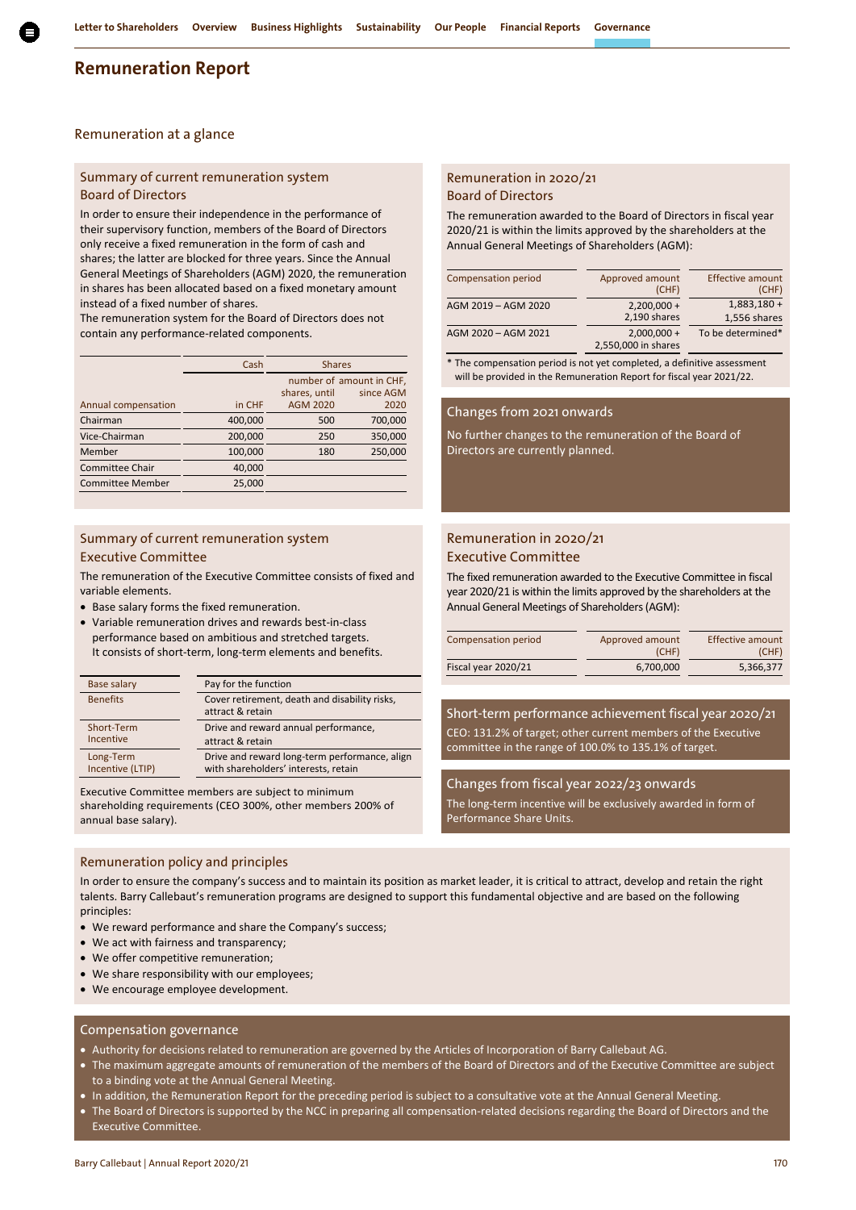# Remuneration Report

## Remuneration at a glance

### Summary of current remuneration system Board of Directors

In order to ensure their independence in the performance of their supervisory function, members of the Board of Directors only receive a fixed remuneration in the form of cash and shares; the latter are blocked for three years. Since the Annual General Meetings of Shareholders (AGM) 2020, the remuneration in shares has been allocated based on a fixed monetary amount instead of a fixed number of shares.
The remuneration system for the Board of Directors does not contain any performance-related components.

| | Cash | Shares | |
|---|---|---|---|
| Annual compensation | in CHF | number of shares, until AGM 2020 | amount in CHF, since AGM 2020 |
| Chairman | 400,000 | 500 | 700,000 |
| Vice-Chairman | 200,000 | 250 | 350,000 |
| Member | 100,000 | 180 | 250,000 |
| Committee Chair | 40,000 | | |
| Committee Member | 25,000 | | |

### Remuneration in 2020/21 Board of Directors

The remuneration awarded to the Board of Directors in fiscal year 2020/21 is within the limits approved by the shareholders at the Annual General Meetings of Shareholders (AGM):

| Compensation period | Approved amount (CHF) | Effective amount (CHF) |
|---|---|---|
| AGM 2019 – AGM 2020 | 2,200,000 + 2,190 shares | 1,883,180 + 1,556 shares |
| AGM 2020 – AGM 2021 | 2,000,000 + 2,550,000 in shares | To be determined* |

* The compensation period is not yet completed, a definitive assessment will be provided in the Remuneration Report for fiscal year 2021/22.

### Changes from 2021 onwards

No further changes to the remuneration of the Board of Directors are currently planned.

### Summary of current remuneration system Executive Committee

The remuneration of the Executive Committee consists of fixed and variable elements.

- Base salary forms the fixed remuneration.
- Variable remuneration drives and rewards best-in-class performance based on ambitious and stretched targets. It consists of short-term, long-term elements and benefits.

| | |
|---|---|
| Base salary | Pay for the function |
| Benefits | Cover retirement, death and disability risks, attract & retain |
| Short-Term Incentive | Drive and reward annual performance, attract & retain |
| Long-Term Incentive (LTIP) | Drive and reward long-term performance, align with shareholders' interests, retain |

Executive Committee members are subject to minimum shareholding requirements (CEO 300%, other members 200% of annual base salary).

### Remuneration in 2020/21 Executive Committee

The fixed remuneration awarded to the Executive Committee in fiscal year 2020/21 is within the limits approved by the shareholders at the Annual General Meetings of Shareholders (AGM):

| Compensation period | Approved amount (CHF) | Effective amount (CHF) |
|---|---|---|
| Fiscal year 2020/21 | 6,700,000 | 5,366,377 |

### Short-term performance achievement fiscal year 2020/21

CEO: 131.2% of target; other current members of the Executive committee in the range of 100.0% to 135.1% of target.

### Changes from fiscal year 2022/23 onwards

The long-term incentive will be exclusively awarded in form of Performance Share Units.

### Remuneration policy and principles

In order to ensure the company's success and to maintain its position as market leader, it is critical to attract, develop and retain the right talents. Barry Callebaut's remuneration programs are designed to support this fundamental objective and are based on the following principles:

- We reward performance and share the Company's success;
- We act with fairness and transparency;
- We offer competitive remuneration;
- We share responsibility with our employees;
- We encourage employee development.

### Compensation governance

- Authority for decisions related to remuneration are governed by the Articles of Incorporation of Barry Callebaut AG.
- The maximum aggregate amounts of remuneration of the members of the Board of Directors and of the Executive Committee are subject to a binding vote at the Annual General Meeting.
- In addition, the Remuneration Report for the preceding period is subject to a consultative vote at the Annual General Meeting.
- The Board of Directors is supported by the NCC in preparing all compensation-related decisions regarding the Board of Directors and the Executive Committee.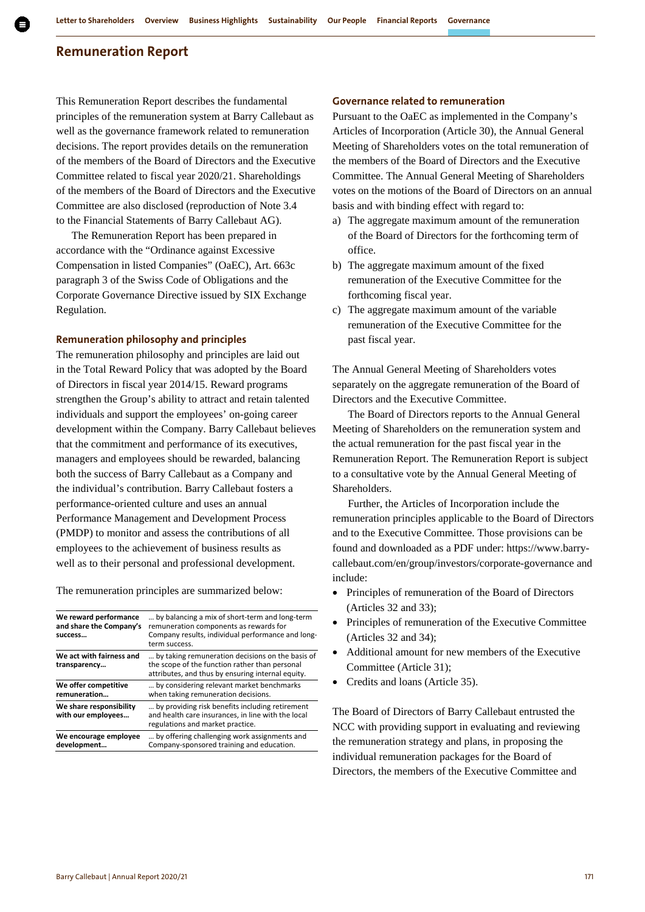## Remuneration Report

This Remuneration Report describes the fundamental principles of the remuneration system at Barry Callebaut as well as the governance framework related to remuneration decisions. The report provides details on the remuneration of the members of the Board of Directors and the Executive Committee related to fiscal year 2020/21. Shareholdings of the members of the Board of Directors and the Executive Committee are also disclosed (reproduction of Note 3.4 to the Financial Statements of Barry Callebaut AG).

The Remuneration Report has been prepared in accordance with the "Ordinance against Excessive Compensation in listed Companies" (OaEC), Art. 663c paragraph 3 of the Swiss Code of Obligations and the Corporate Governance Directive issued by SIX Exchange Regulation.

### Remuneration philosophy and principles

The remuneration philosophy and principles are laid out in the Total Reward Policy that was adopted by the Board of Directors in fiscal year 2014/15. Reward programs strengthen the Group's ability to attract and retain talented individuals and support the employees' on-going career development within the Company. Barry Callebaut believes that the commitment and performance of its executives, managers and employees should be rewarded, balancing both the success of Barry Callebaut as a Company and the individual's contribution. Barry Callebaut fosters a performance-oriented culture and uses an annual Performance Management and Development Process (PMDP) to monitor and assess the contributions of all employees to the achievement of business results as well as to their personal and professional development.

The remuneration principles are summarized below:

| | |
|---|---|
| **We reward performance and share the Company's success…** | … by balancing a mix of short-term and long-term remuneration components as rewards for Company results, individual performance and long-term success. |
| **We act with fairness and transparency…** | … by taking remuneration decisions on the basis of the scope of the function rather than personal attributes, and thus by ensuring internal equity. |
| **We offer competitive remuneration…** | … by considering relevant market benchmarks when taking remuneration decisions. |
| **We share responsibility with our employees…** | … by providing risk benefits including retirement and health care insurances, in line with the local regulations and market practice. |
| **We encourage employee development…** | … by offering challenging work assignments and Company-sponsored training and education. |

### Governance related to remuneration

Pursuant to the OaEC as implemented in the Company's Articles of Incorporation (Article 30), the Annual General Meeting of Shareholders votes on the total remuneration of the members of the Board of Directors and the Executive Committee. The Annual General Meeting of Shareholders votes on the motions of the Board of Directors on an annual basis and with binding effect with regard to:

a) The aggregate maximum amount of the remuneration of the Board of Directors for the forthcoming term of office.
b) The aggregate maximum amount of the fixed remuneration of the Executive Committee for the forthcoming fiscal year.
c) The aggregate maximum amount of the variable remuneration of the Executive Committee for the past fiscal year.

The Annual General Meeting of Shareholders votes separately on the aggregate remuneration of the Board of Directors and the Executive Committee.

The Board of Directors reports to the Annual General Meeting of Shareholders on the remuneration system and the actual remuneration for the past fiscal year in the Remuneration Report. The Remuneration Report is subject to a consultative vote by the Annual General Meeting of Shareholders.

Further, the Articles of Incorporation include the remuneration principles applicable to the Board of Directors and to the Executive Committee. Those provisions can be found and downloaded as a PDF under: https://www.barry-callebaut.com/en/group/investors/corporate-governance and include:

- Principles of remuneration of the Board of Directors (Articles 32 and 33);
- Principles of remuneration of the Executive Committee (Articles 32 and 34);
- Additional amount for new members of the Executive Committee (Article 31);
- Credits and loans (Article 35).

The Board of Directors of Barry Callebaut entrusted the NCC with providing support in evaluating and reviewing the remuneration strategy and plans, in proposing the individual remuneration packages for the Board of Directors, the members of the Executive Committee and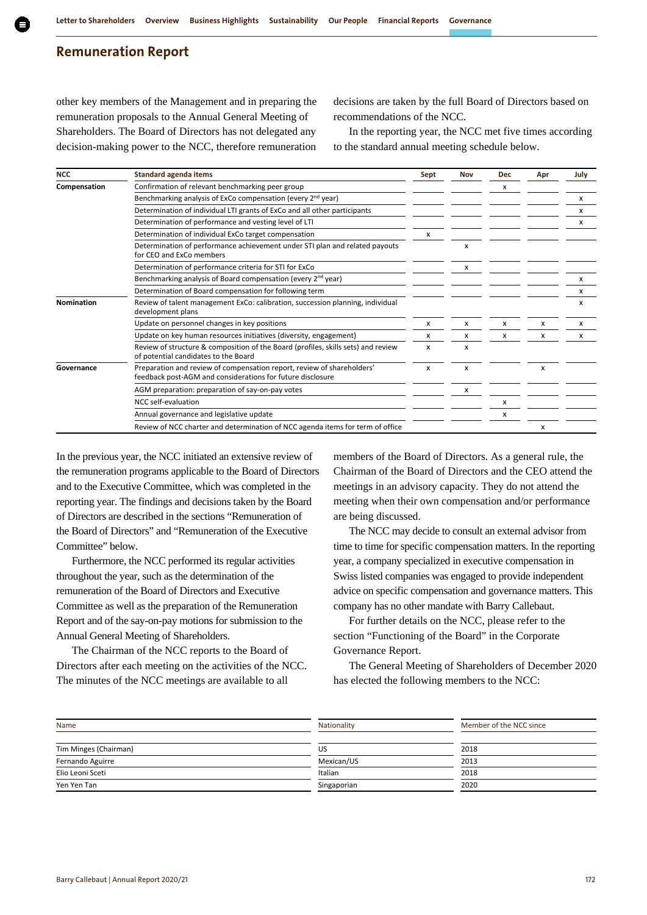## Remuneration Report

other key members of the Management and in preparing the remuneration proposals to the Annual General Meeting of Shareholders. The Board of Directors has not delegated any decision-making power to the NCC, therefore remuneration decisions are taken by the full Board of Directors based on recommendations of the NCC.

In the reporting year, the NCC met five times according to the standard annual meeting schedule below.

| NCC | Standard agenda items | Sept | Nov | Dec | Apr | July |
|---|---|---|---|---|---|---|
| **Compensation** | Confirmation of relevant benchmarking peer group | | | x | | |
| | Benchmarking analysis of ExCo compensation (every 2nd year) | | | | | x |
| | Determination of individual LTI grants of ExCo and all other participants | | | | | x |
| | Determination of performance and vesting level of LTI | | | | | x |
| | Determination of individual ExCo target compensation | x | | | | |
| | Determination of performance achievement under STI plan and related payouts for CEO and ExCo members | | x | | | |
| | Determination of performance criteria for STI for ExCo | | x | | | |
| | Benchmarking analysis of Board compensation (every 2nd year) | | | | | x |
| | Determination of Board compensation for following term | | | | | x |
| **Nomination** | Review of talent management ExCo: calibration, succession planning, individual development plans | | | | | x |
| | Update on personnel changes in key positions | x | x | x | x | x |
| | Update on key human resources initiatives (diversity, engagement) | x | x | x | x | x |
| | Review of structure & composition of the Board (profiles, skills sets) and review of potential candidates to the Board | x | x | | | |
| **Governance** | Preparation and review of compensation report, review of shareholders' feedback post-AGM and considerations for future disclosure | x | x | | x | |
| | AGM preparation: preparation of say-on-pay votes | | x | | | |
| | NCC self-evaluation | | | x | | |
| | Annual governance and legislative update | | | x | | |
| | Review of NCC charter and determination of NCC agenda items for term of office | | | | x | |

In the previous year, the NCC initiated an extensive review of the remuneration programs applicable to the Board of Directors and to the Executive Committee, which was completed in the reporting year. The findings and decisions taken by the Board of Directors are described in the sections "Remuneration of the Board of Directors" and "Remuneration of the Executive Committee" below.

Furthermore, the NCC performed its regular activities throughout the year, such as the determination of the remuneration of the Board of Directors and Executive Committee as well as the preparation of the Remuneration Report and of the say-on-pay motions for submission to the Annual General Meeting of Shareholders.

The Chairman of the NCC reports to the Board of Directors after each meeting on the activities of the NCC. The minutes of the NCC meetings are available to all members of the Board of Directors. As a general rule, the Chairman of the Board of Directors and the CEO attend the meetings in an advisory capacity. They do not attend the meeting when their own compensation and/or performance are being discussed.

The NCC may decide to consult an external advisor from time to time for specific compensation matters. In the reporting year, a company specialized in executive compensation in Swiss listed companies was engaged to provide independent advice on specific compensation and governance matters. This company has no other mandate with Barry Callebaut.

For further details on the NCC, please refer to the section "Functioning of the Board" in the Corporate Governance Report.

The General Meeting of Shareholders of December 2020 has elected the following members to the NCC:

| Name | Nationality | Member of the NCC since |
|---|---|---|
| Tim Minges (Chairman) | US | 2018 |
| Fernando Aguirre | Mexican/US | 2013 |
| Elio Leoni Sceti | Italian | 2018 |
| Yen Yen Tan | Singaporian | 2020 |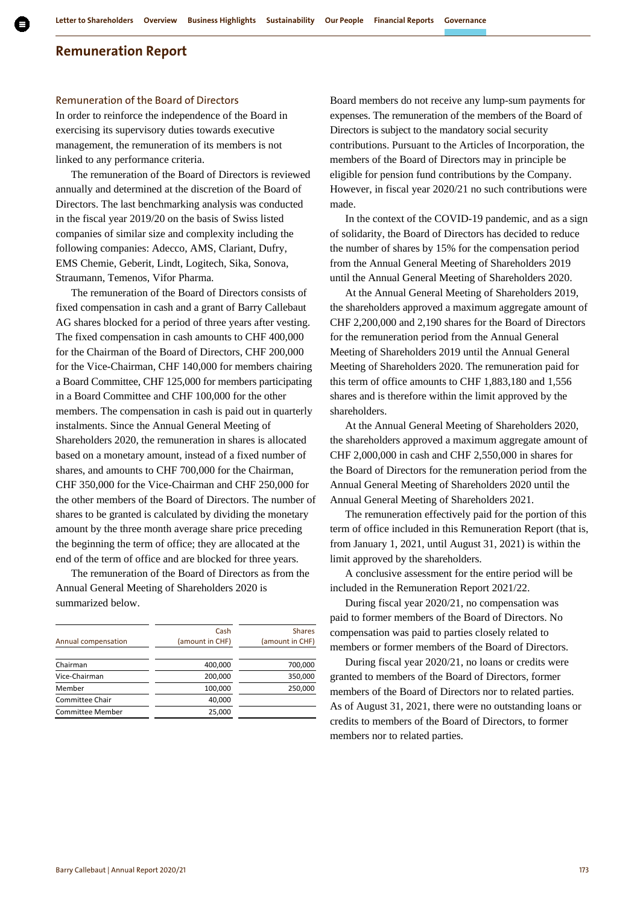## Remuneration Report

### Remuneration of the Board of Directors

In order to reinforce the independence of the Board in exercising its supervisory duties towards executive management, the remuneration of its members is not linked to any performance criteria.

The remuneration of the Board of Directors is reviewed annually and determined at the discretion of the Board of Directors. The last benchmarking analysis was conducted in the fiscal year 2019/20 on the basis of Swiss listed companies of similar size and complexity including the following companies: Adecco, AMS, Clariant, Dufry, EMS Chemie, Geberit, Lindt, Logitech, Sika, Sonova, Straumann, Temenos, Vifor Pharma.

The remuneration of the Board of Directors consists of fixed compensation in cash and a grant of Barry Callebaut AG shares blocked for a period of three years after vesting. The fixed compensation in cash amounts to CHF 400,000 for the Chairman of the Board of Directors, CHF 200,000 for the Vice-Chairman, CHF 140,000 for members chairing a Board Committee, CHF 125,000 for members participating in a Board Committee and CHF 100,000 for the other members. The compensation in cash is paid out in quarterly instalments. Since the Annual General Meeting of Shareholders 2020, the remuneration in shares is allocated based on a monetary amount, instead of a fixed number of shares, and amounts to CHF 700,000 for the Chairman, CHF 350,000 for the Vice-Chairman and CHF 250,000 for the other members of the Board of Directors. The number of shares to be granted is calculated by dividing the monetary amount by the three month average share price preceding the beginning the term of office; they are allocated at the end of the term of office and are blocked for three years.

The remuneration of the Board of Directors as from the Annual General Meeting of Shareholders 2020 is summarized below.

| Annual compensation | Cash (amount in CHF) | Shares (amount in CHF) |
|---|---|---|
| Chairman | 400,000 | 700,000 |
| Vice-Chairman | 200,000 | 350,000 |
| Member | 100,000 | 250,000 |
| Committee Chair | 40,000 | |
| Committee Member | 25,000 | |

Board members do not receive any lump-sum payments for expenses. The remuneration of the members of the Board of Directors is subject to the mandatory social security contributions. Pursuant to the Articles of Incorporation, the members of the Board of Directors may in principle be eligible for pension fund contributions by the Company. However, in fiscal year 2020/21 no such contributions were made.

In the context of the COVID-19 pandemic, and as a sign of solidarity, the Board of Directors has decided to reduce the number of shares by 15% for the compensation period from the Annual General Meeting of Shareholders 2019 until the Annual General Meeting of Shareholders 2020.

At the Annual General Meeting of Shareholders 2019, the shareholders approved a maximum aggregate amount of CHF 2,200,000 and 2,190 shares for the Board of Directors for the remuneration period from the Annual General Meeting of Shareholders 2019 until the Annual General Meeting of Shareholders 2020. The remuneration paid for this term of office amounts to CHF 1,883,180 and 1,556 shares and is therefore within the limit approved by the shareholders.

At the Annual General Meeting of Shareholders 2020, the shareholders approved a maximum aggregate amount of CHF 2,000,000 in cash and CHF 2,550,000 in shares for the Board of Directors for the remuneration period from the Annual General Meeting of Shareholders 2020 until the Annual General Meeting of Shareholders 2021.

The remuneration effectively paid for the portion of this term of office included in this Remuneration Report (that is, from January 1, 2021, until August 31, 2021) is within the limit approved by the shareholders.

A conclusive assessment for the entire period will be included in the Remuneration Report 2021/22.

During fiscal year 2020/21, no compensation was paid to former members of the Board of Directors. No compensation was paid to parties closely related to members or former members of the Board of Directors.

During fiscal year 2020/21, no loans or credits were granted to members of the Board of Directors, former members of the Board of Directors nor to related parties. As of August 31, 2021, there were no outstanding loans or credits to members of the Board of Directors, to former members nor to related parties.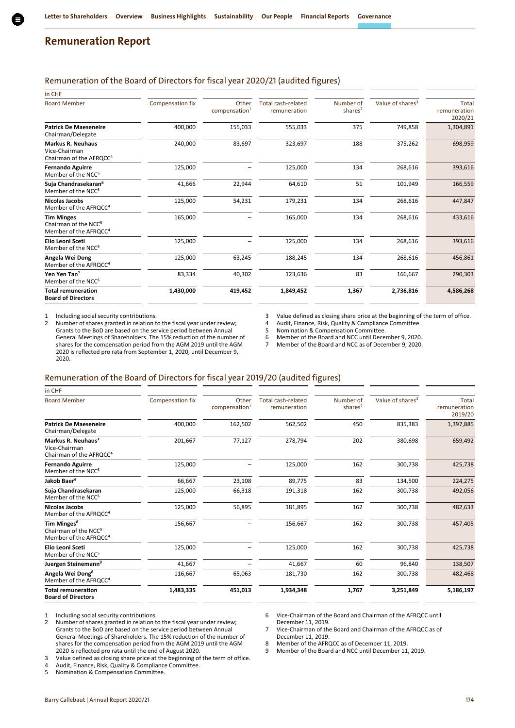# Remuneration Report

## Remuneration of the Board of Directors for fiscal year 2020/21 (audited figures)

| in CHF Board Member | Compensation fix | Other compensation[1] | Total cash-related remuneration | Number of shares[2] | Value of shares[3] | Total remuneration 2020/21 |
|---|---|---|---|---|---|---|
| **Patrick De Maeseneire** Chairman/Delegate | 400,000 | 155,033 | 555,033 | 375 | 749,858 | 1,304,891 |
| **Markus R. Neuhaus** Vice-Chairman Chairman of the AFRQCC[4] | 240,000 | 83,697 | 323,697 | 188 | 375,262 | 698,959 |
| **Fernando Aguirre** Member of the NCC[5] | 125,000 | – | 125,000 | 134 | 268,616 | 393,616 |
| **Suja Chandrasekaran[6]** Member of the NCC[5] | 41,666 | 22,944 | 64,610 | 51 | 101,949 | 166,559 |
| **Nicolas Jacobs** Member of the AFRQCC[4] | 125,000 | 54,231 | 179,231 | 134 | 268,616 | 447,847 |
| **Tim Minges** Chairman of the NCC[5] Member of the AFRQCC[4] | 165,000 | – | 165,000 | 134 | 268,616 | 433,616 |
| **Elio Leoni Sceti** Member of the NCC[5] | 125,000 | – | 125,000 | 134 | 268,616 | 393,616 |
| **Angela Wei Dong** Member of the AFRQCC[4] | 125,000 | 63,245 | 188,245 | 134 | 268,616 | 456,861 |
| **Yen Yen Tan**[7] Member of the NCC[5] | 83,334 | 40,302 | 123,636 | 83 | 166,667 | 290,303 |
| **Total remuneration Board of Directors** | **1,430,000** | **419,452** | **1,849,452** | **1,367** | **2,736,816** | **4,586,268** |

1 Including social security contributions.
2 Number of shares granted in relation to the fiscal year under review; Grants to the BoD are based on the service period between Annual General Meetings of Shareholders. The 15% reduction of the number of shares for the compensation period from the AGM 2019 until the AGM 2020 is reflected pro rata from September 1, 2020, until December 9, 2020.
3 Value defined as closing share price at the beginning of the term of office.
4 Audit, Finance, Risk, Quality & Compliance Committee.
5 Nomination & Compensation Committee.
6 Member of the Board and NCC until December 9, 2020.
7 Member of the Board and NCC as of December 9, 2020.

## Remuneration of the Board of Directors for fiscal year 2019/20 (audited figures)

| in CHF Board Member | Compensation fix | Other compensation[1] | Total cash-related remuneration | Number of shares[2] | Value of shares[3] | Total remuneration 2019/20 |
|---|---|---|---|---|---|---|
| **Patrick De Maeseneire** Chairman/Delegate | 400,000 | 162,502 | 562,502 | 450 | 835,383 | 1,397,885 |
| **Markus R. Neuhaus[7]** Vice-Chairman Chairman of the AFRQCC[4] | 201,667 | 77,127 | 278,794 | 202 | 380,698 | 659,492 |
| **Fernando Aguirre** Member of the NCC[5] | 125,000 | – | 125,000 | 162 | 300,738 | 425,738 |
| **Jakob Baer[6]** | 66,667 | 23,108 | 89,775 | 83 | 134,500 | 224,275 |
| **Suja Chandrasekaran** Member of the NCC[5] | 125,000 | 66,318 | 191,318 | 162 | 300,738 | 492,056 |
| **Nicolas Jacobs** Member of the AFRQCC[4] | 125,000 | 56,895 | 181,895 | 162 | 300,738 | 482,633 |
| **Tim Minges[8]** Chairman of the NCC[5] Member of the AFRQCC[4] | 156,667 | – | 156,667 | 162 | 300,738 | 457,405 |
| **Elio Leoni Sceti** Member of the NCC[5] | 125,000 | – | 125,000 | 162 | 300,738 | 425,738 |
| **Juergen Steinemann[9]** | 41,667 | – | 41,667 | 60 | 96,840 | 138,507 |
| **Angela Wei Dong[8]** Member of the AFRQCC[4] | 116,667 | 65,063 | 181,730 | 162 | 300,738 | 482,468 |
| **Total remuneration Board of Directors** | **1,483,335** | **451,013** | **1,934,348** | **1,767** | **3,251,849** | **5,186,197** |

1 Including social security contributions.
2 Number of shares granted in relation to the fiscal year under review; Grants to the BoD are based on the service period between Annual General Meetings of Shareholders. The 15% reduction of the number of shares for the compensation period from the AGM 2019 until the AGM 2020 is reflected pro rata until the end of August 2020.
3 Value defined as closing share price at the beginning of the term of office.
4 Audit, Finance, Risk, Quality & Compliance Committee.
5 Nomination & Compensation Committee.
6 Vice-Chairman of the Board and Chairman of the AFRQCC until December 11, 2019.
7 Vice-Chairman of the Board and Chairman of the AFRQCC as of December 11, 2019.
8 Member of the AFRQCC as of December 11, 2019.
9 Member of the Board and NCC until December 11, 2019.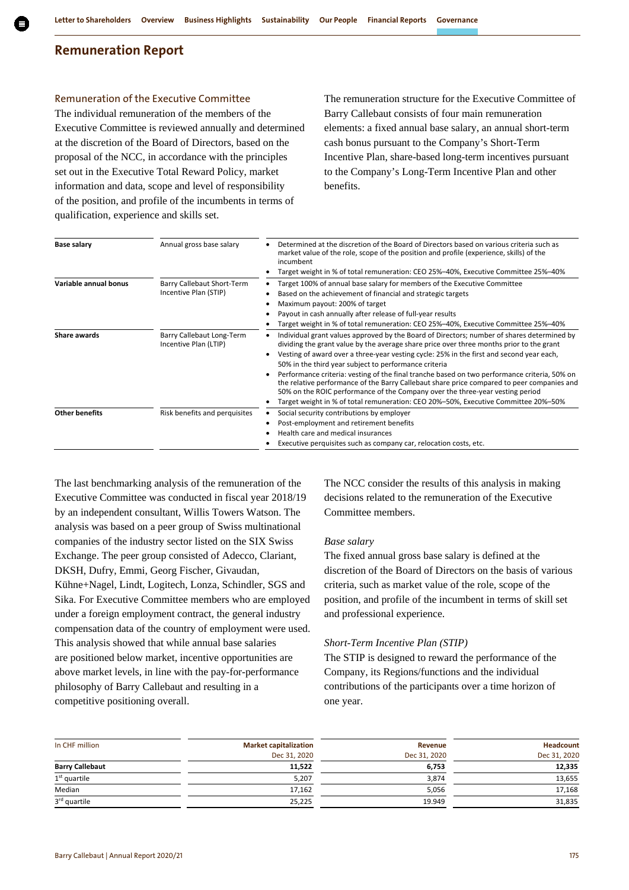## Remuneration Report

### Remuneration of the Executive Committee

The individual remuneration of the members of the Executive Committee is reviewed annually and determined at the discretion of the Board of Directors, based on the proposal of the NCC, in accordance with the principles set out in the Executive Total Reward Policy, market information and data, scope and level of responsibility of the position, and profile of the incumbents in terms of qualification, experience and skills set.

The remuneration structure for the Executive Committee of Barry Callebaut consists of four main remuneration elements: a fixed annual base salary, an annual short-term cash bonus pursuant to the Company's Short-Term Incentive Plan, share-based long-term incentives pursuant to the Company's Long-Term Incentive Plan and other benefits.

| | | |
|---|---|---|
| **Base salary** | Annual gross base salary | • Determined at the discretion of the Board of Directors based on various criteria such as market value of the role, scope of the position and profile (experience, skills) of the incumbent<br>• Target weight in % of total remuneration: CEO 25%–40%, Executive Committee 25%–40% |
| **Variable annual bonus** | Barry Callebaut Short-Term Incentive Plan (STIP) | • Target 100% of annual base salary for members of the Executive Committee<br>• Based on the achievement of financial and strategic targets<br>• Maximum payout: 200% of target<br>• Payout in cash annually after release of full-year results<br>• Target weight in % of total remuneration: CEO 25%–40%, Executive Committee 25%–40% |
| **Share awards** | Barry Callebaut Long-Term Incentive Plan (LTIP) | • Individual grant values approved by the Board of Directors; number of shares determined by dividing the grant value by the average share price over three months prior to the grant<br>• Vesting of award over a three-year vesting cycle: 25% in the first and second year each, 50% in the third year subject to performance criteria<br>• Performance criteria: vesting of the final tranche based on two performance criteria, 50% on the relative performance of the Barry Callebaut share price compared to peer companies and 50% on the ROIC performance of the Company over the three-year vesting period<br>• Target weight in % of total remuneration: CEO 20%–50%, Executive Committee 20%–50% |
| **Other benefits** | Risk benefits and perquisites | • Social security contributions by employer<br>• Post-employment and retirement benefits<br>• Health care and medical insurances<br>• Executive perquisites such as company car, relocation costs, etc. |

The last benchmarking analysis of the remuneration of the Executive Committee was conducted in fiscal year 2018/19 by an independent consultant, Willis Towers Watson. The analysis was based on a peer group of Swiss multinational companies of the industry sector listed on the SIX Swiss Exchange. The peer group consisted of Adecco, Clariant, DKSH, Dufry, Emmi, Georg Fischer, Givaudan, Kühne+Nagel, Lindt, Logitech, Lonza, Schindler, SGS and Sika. For Executive Committee members who are employed under a foreign employment contract, the general industry compensation data of the country of employment were used. This analysis showed that while annual base salaries are positioned below market, incentive opportunities are above market levels, in line with the pay-for-performance philosophy of Barry Callebaut and resulting in a competitive positioning overall.

The NCC consider the results of this analysis in making decisions related to the remuneration of the Executive Committee members.

*Base salary*

The fixed annual gross base salary is defined at the discretion of the Board of Directors on the basis of various criteria, such as market value of the role, scope of the position, and profile of the incumbent in terms of skill set and professional experience.

*Short-Term Incentive Plan (STIP)*

The STIP is designed to reward the performance of the Company, its Regions/functions and the individual contributions of the participants over a time horizon of one year.

| In CHF million | Market capitalization<br>Dec 31, 2020 | Revenue<br>Dec 31, 2020 | Headcount<br>Dec 31, 2020 |
|---|---|---|---|
| **Barry Callebaut** | **11,522** | **6,753** | **12,335** |
| 1st quartile | 5,207 | 3,874 | 13,655 |
| Median | 17,162 | 5,056 | 17,168 |
| 3rd quartile | 25,225 | 19.949 | 31,835 |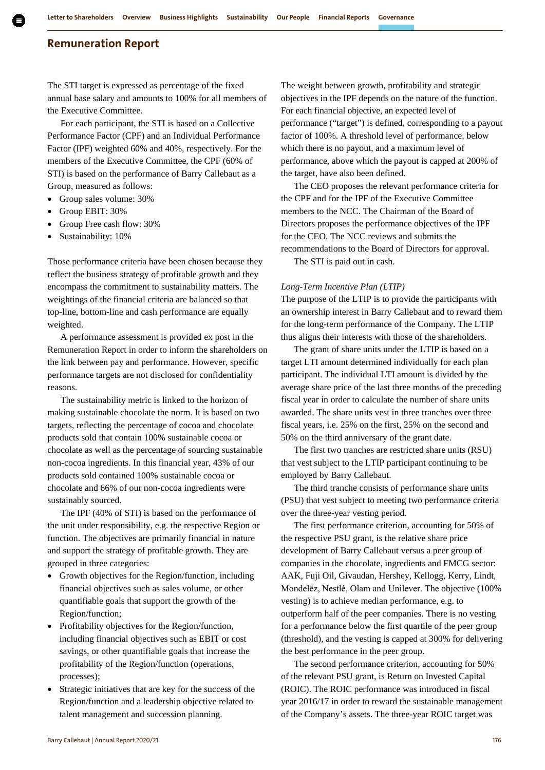## Remuneration Report

The STI target is expressed as percentage of the fixed annual base salary and amounts to 100% for all members of the Executive Committee.

For each participant, the STI is based on a Collective Performance Factor (CPF) and an Individual Performance Factor (IPF) weighted 60% and 40%, respectively. For the members of the Executive Committee, the CPF (60% of STI) is based on the performance of Barry Callebaut as a Group, measured as follows:

- Group sales volume: 30%
- Group EBIT: 30%
- Group Free cash flow: 30%
- Sustainability: 10%

Those performance criteria have been chosen because they reflect the business strategy of profitable growth and they encompass the commitment to sustainability matters. The weightings of the financial criteria are balanced so that top-line, bottom-line and cash performance are equally weighted.

A performance assessment is provided ex post in the Remuneration Report in order to inform the shareholders on the link between pay and performance. However, specific performance targets are not disclosed for confidentiality reasons.

The sustainability metric is linked to the horizon of making sustainable chocolate the norm. It is based on two targets, reflecting the percentage of cocoa and chocolate products sold that contain 100% sustainable cocoa or chocolate as well as the percentage of sourcing sustainable non-cocoa ingredients. In this financial year, 43% of our products sold contained 100% sustainable cocoa or chocolate and 66% of our non-cocoa ingredients were sustainably sourced.

The IPF (40% of STI) is based on the performance of the unit under responsibility, e.g. the respective Region or function. The objectives are primarily financial in nature and support the strategy of profitable growth. They are grouped in three categories:

- Growth objectives for the Region/function, including financial objectives such as sales volume, or other quantifiable goals that support the growth of the Region/function;
- Profitability objectives for the Region/function, including financial objectives such as EBIT or cost savings, or other quantifiable goals that increase the profitability of the Region/function (operations, processes);
- Strategic initiatives that are key for the success of the Region/function and a leadership objective related to talent management and succession planning.

The weight between growth, profitability and strategic objectives in the IPF depends on the nature of the function. For each financial objective, an expected level of performance ("target") is defined, corresponding to a payout factor of 100%. A threshold level of performance, below which there is no payout, and a maximum level of performance, above which the payout is capped at 200% of the target, have also been defined.

The CEO proposes the relevant performance criteria for the CPF and for the IPF of the Executive Committee members to the NCC. The Chairman of the Board of Directors proposes the performance objectives of the IPF for the CEO. The NCC reviews and submits the recommendations to the Board of Directors for approval.

The STI is paid out in cash.

*Long-Term Incentive Plan (LTIP)*

The purpose of the LTIP is to provide the participants with an ownership interest in Barry Callebaut and to reward them for the long-term performance of the Company. The LTIP thus aligns their interests with those of the shareholders.

The grant of share units under the LTIP is based on a target LTI amount determined individually for each plan participant. The individual LTI amount is divided by the average share price of the last three months of the preceding fiscal year in order to calculate the number of share units awarded. The share units vest in three tranches over three fiscal years, i.e. 25% on the first, 25% on the second and 50% on the third anniversary of the grant date.

The first two tranches are restricted share units (RSU) that vest subject to the LTIP participant continuing to be employed by Barry Callebaut.

The third tranche consists of performance share units (PSU) that vest subject to meeting two performance criteria over the three-year vesting period.

The first performance criterion, accounting for 50% of the respective PSU grant, is the relative share price development of Barry Callebaut versus a peer group of companies in the chocolate, ingredients and FMCG sector: AAK, Fuji Oil, Givaudan, Hershey, Kellogg, Kerry, Lindt, Mondelēz, Nestlé, Olam and Unilever. The objective (100% vesting) is to achieve median performance, e.g. to outperform half of the peer companies. There is no vesting for a performance below the first quartile of the peer group (threshold), and the vesting is capped at 300% for delivering the best performance in the peer group.

The second performance criterion, accounting for 50% of the relevant PSU grant, is Return on Invested Capital (ROIC). The ROIC performance was introduced in fiscal year 2016/17 in order to reward the sustainable management of the Company's assets. The three-year ROIC target was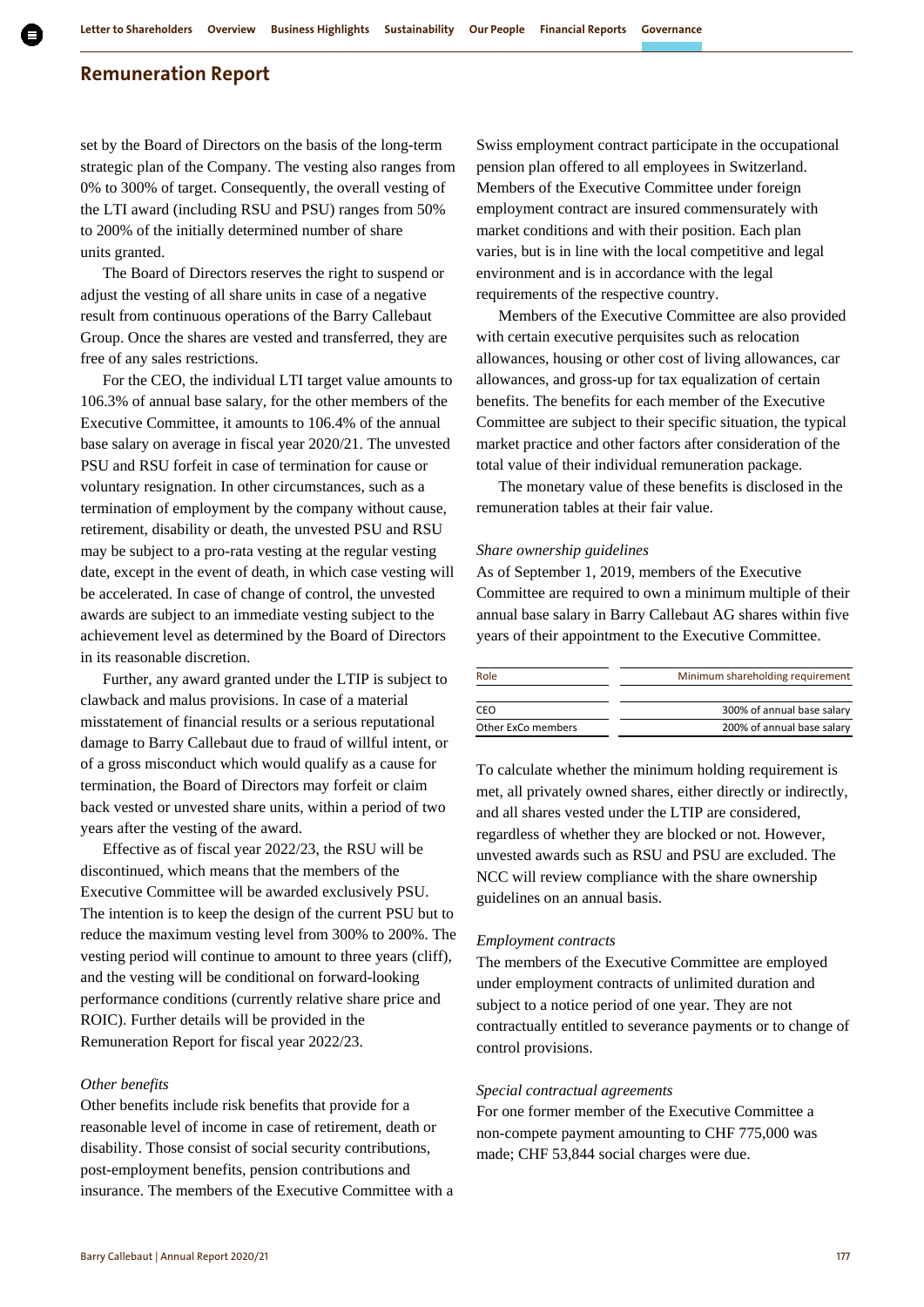set by the Board of Directors on the basis of the long-term strategic plan of the Company. The vesting also ranges from 0% to 300% of target. Consequently, the overall vesting of the LTI award (including RSU and PSU) ranges from 50% to 200% of the initially determined number of share units granted.

The Board of Directors reserves the right to suspend or adjust the vesting of all share units in case of a negative result from continuous operations of the Barry Callebaut Group. Once the shares are vested and transferred, they are free of any sales restrictions.

For the CEO, the individual LTI target value amounts to 106.3% of annual base salary, for the other members of the Executive Committee, it amounts to 106.4% of the annual base salary on average in fiscal year 2020/21. The unvested PSU and RSU forfeit in case of termination for cause or voluntary resignation. In other circumstances, such as a termination of employment by the company without cause, retirement, disability or death, the unvested PSU and RSU may be subject to a pro-rata vesting at the regular vesting date, except in the event of death, in which case vesting will be accelerated. In case of change of control, the unvested awards are subject to an immediate vesting subject to the achievement level as determined by the Board of Directors in its reasonable discretion.

Further, any award granted under the LTIP is subject to clawback and malus provisions. In case of a material misstatement of financial results or a serious reputational damage to Barry Callebaut due to fraud of willful intent, or of a gross misconduct which would qualify as a cause for termination, the Board of Directors may forfeit or claim back vested or unvested share units, within a period of two years after the vesting of the award.

Effective as of fiscal year 2022/23, the RSU will be discontinued, which means that the members of the Executive Committee will be awarded exclusively PSU. The intention is to keep the design of the current PSU but to reduce the maximum vesting level from 300% to 200%. The vesting period will continue to amount to three years (cliff), and the vesting will be conditional on forward-looking performance conditions (currently relative share price and ROIC). Further details will be provided in the Remuneration Report for fiscal year 2022/23.

*Other benefits*

Other benefits include risk benefits that provide for a reasonable level of income in case of retirement, death or disability. Those consist of social security contributions, post-employment benefits, pension contributions and insurance. The members of the Executive Committee with a Swiss employment contract participate in the occupational pension plan offered to all employees in Switzerland. Members of the Executive Committee under foreign employment contract are insured commensurately with market conditions and with their position. Each plan varies, but is in line with the local competitive and legal environment and is in accordance with the legal requirements of the respective country.

Members of the Executive Committee are also provided with certain executive perquisites such as relocation allowances, housing or other cost of living allowances, car allowances, and gross-up for tax equalization of certain benefits. The benefits for each member of the Executive Committee are subject to their specific situation, the typical market practice and other factors after consideration of the total value of their individual remuneration package.

The monetary value of these benefits is disclosed in the remuneration tables at their fair value.

*Share ownership guidelines*

As of September 1, 2019, members of the Executive Committee are required to own a minimum multiple of their annual base salary in Barry Callebaut AG shares within five years of their appointment to the Executive Committee.

| Role | Minimum shareholding requirement |
|---|---|
| CEO | 300% of annual base salary |
| Other ExCo members | 200% of annual base salary |

To calculate whether the minimum holding requirement is met, all privately owned shares, either directly or indirectly, and all shares vested under the LTIP are considered, regardless of whether they are blocked or not. However, unvested awards such as RSU and PSU are excluded. The NCC will review compliance with the share ownership guidelines on an annual basis.

*Employment contracts*

The members of the Executive Committee are employed under employment contracts of unlimited duration and subject to a notice period of one year. They are not contractually entitled to severance payments or to change of control provisions.

*Special contractual agreements*

For one former member of the Executive Committee a non-compete payment amounting to CHF 775,000 was made; CHF 53,844 social charges were due.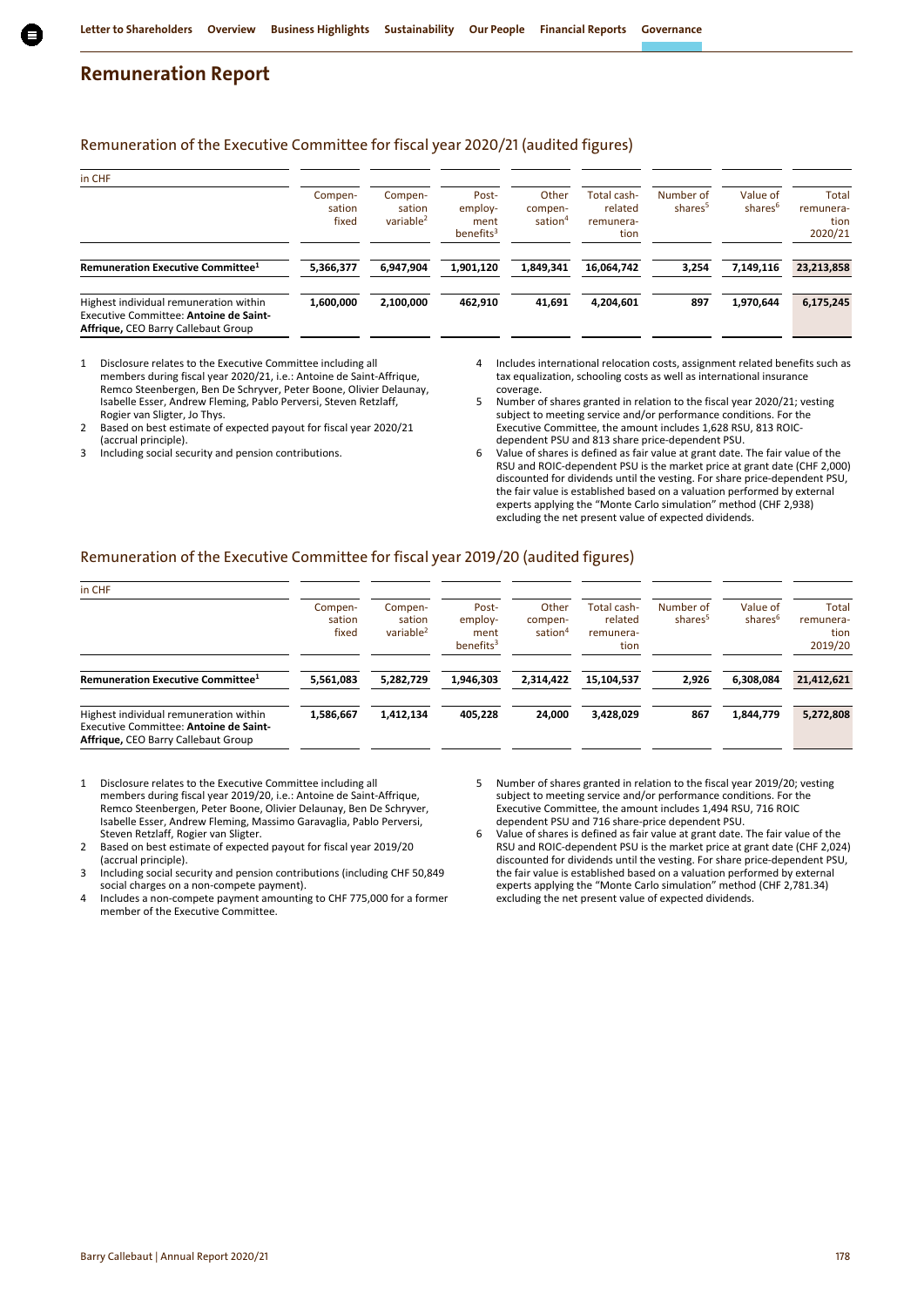# Remuneration Report

## Remuneration of the Executive Committee for fiscal year 2020/21 (audited figures)

| in CHF | Compensation fixed | Compensation variable[2] | Post-employment benefits[3] | Other compensation[4] | Total cash-related remuneration | Number of shares[5] | Value of shares[6] | Total remuneration 2020/21 |
|---|---|---|---|---|---|---|---|---|
| **Remuneration Executive Committee[1]** | **5,366,377** | **6,947,904** | **1,901,120** | **1,849,341** | **16,064,742** | **3,254** | **7,149,116** | **23,213,858** |
| Highest individual remuneration within Executive Committee: **Antoine de Saint-Affrique,** CEO Barry Callebaut Group | **1,600,000** | **2,100,000** | **462,910** | **41,691** | **4,204,601** | **897** | **1,970,644** | **6,175,245** |

1. Disclosure relates to the Executive Committee including all members during fiscal year 2020/21, i.e.: Antoine de Saint-Affrique, Remco Steenbergen, Ben De Schryver, Peter Boone, Olivier Delaunay, Isabelle Esser, Andrew Fleming, Pablo Perversi, Steven Retzlaff, Rogier van Sligter, Jo Thys.
2. Based on best estimate of expected payout for fiscal year 2020/21 (accrual principle).
3. Including social security and pension contributions.
4. Includes international relocation costs, assignment related benefits such as tax equalization, schooling costs as well as international insurance coverage.
5. Number of shares granted in relation to the fiscal year 2020/21; vesting subject to meeting service and/or performance conditions. For the Executive Committee, the amount includes 1,628 RSU, 813 ROIC-dependent PSU and 813 share price-dependent PSU.
6. Value of shares is defined as fair value at grant date. The fair value of the RSU and ROIC-dependent PSU is the market price at grant date (CHF 2,000) discounted for dividends until the vesting. For share price-dependent PSU, the fair value is established based on a valuation performed by external experts applying the "Monte Carlo simulation" method (CHF 2,938) excluding the net present value of expected dividends.

## Remuneration of the Executive Committee for fiscal year 2019/20 (audited figures)

| in CHF | Compensation fixed | Compensation variable[2] | Post-employment benefits[3] | Other compensation[4] | Total cash-related remuneration | Number of shares[5] | Value of shares[6] | Total remuneration 2019/20 |
|---|---|---|---|---|---|---|---|---|
| **Remuneration Executive Committee[1]** | **5,561,083** | **5,282,729** | **1,946,303** | **2,314,422** | **15,104,537** | **2,926** | **6,308,084** | **21,412,621** |
| Highest individual remuneration within Executive Committee: **Antoine de Saint-Affrique,** CEO Barry Callebaut Group | **1,586,667** | **1,412,134** | **405,228** | **24,000** | **3,428,029** | **867** | **1,844,779** | **5,272,808** |

1. Disclosure relates to the Executive Committee including all members during fiscal year 2019/20, i.e.: Antoine de Saint-Affrique, Remco Steenbergen, Peter Boone, Olivier Delaunay, Ben De Schryver, Isabelle Esser, Andrew Fleming, Massimo Garavaglia, Pablo Perversi, Steven Retzlaff, Rogier van Sligter.
2. Based on best estimate of expected payout for fiscal year 2019/20 (accrual principle).
3. Including social security and pension contributions (including CHF 50,849 social charges on a non-compete payment).
4. Includes a non-compete payment amounting to CHF 775,000 for a former member of the Executive Committee.
5. Number of shares granted in relation to the fiscal year 2019/20; vesting subject to meeting service and/or performance conditions. For the Executive Committee, the amount includes 1,494 RSU, 716 ROIC dependent PSU and 716 share-price dependent PSU.
6. Value of shares is defined as fair value at grant date. The fair value of the RSU and ROIC-dependent PSU is the market price at grant date (CHF 2,024) discounted for dividends until the vesting. For share price-dependent PSU, the fair value is established based on a valuation performed by external experts applying the "Monte Carlo simulation" method (CHF 2,781.34) excluding the net present value of expected dividends.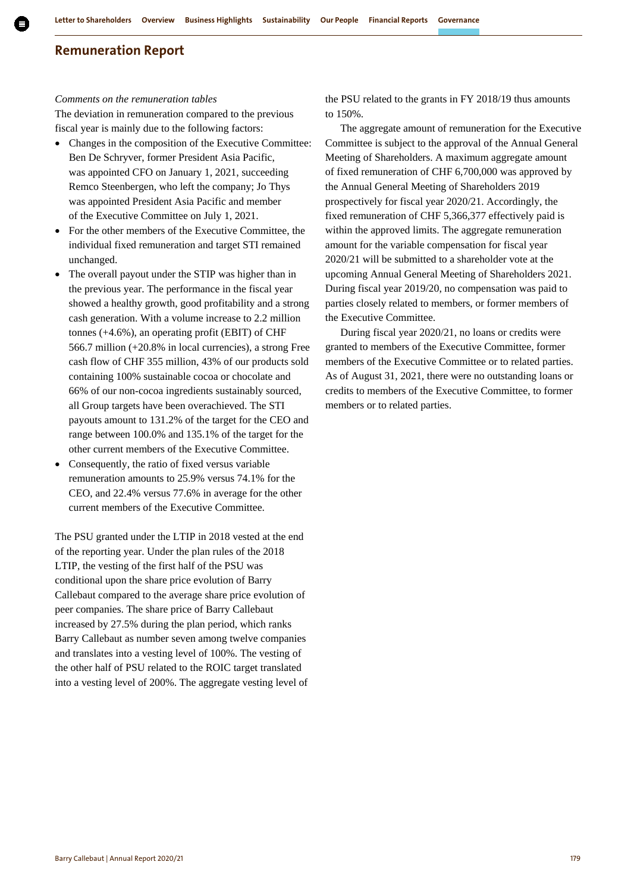## Remuneration Report

*Comments on the remuneration tables*

The deviation in remuneration compared to the previous fiscal year is mainly due to the following factors:

- Changes in the composition of the Executive Committee: Ben De Schryver, former President Asia Pacific, was appointed CFO on January 1, 2021, succeeding Remco Steenbergen, who left the company; Jo Thys was appointed President Asia Pacific and member of the Executive Committee on July 1, 2021.
- For the other members of the Executive Committee, the individual fixed remuneration and target STI remained unchanged.
- The overall payout under the STIP was higher than in the previous year. The performance in the fiscal year showed a healthy growth, good profitability and a strong cash generation. With a volume increase to 2.2 million tonnes (+4.6%), an operating profit (EBIT) of CHF 566.7 million (+20.8% in local currencies), a strong Free cash flow of CHF 355 million, 43% of our products sold containing 100% sustainable cocoa or chocolate and 66% of our non-cocoa ingredients sustainably sourced, all Group targets have been overachieved. The STI payouts amount to 131.2% of the target for the CEO and range between 100.0% and 135.1% of the target for the other current members of the Executive Committee.
- Consequently, the ratio of fixed versus variable remuneration amounts to 25.9% versus 74.1% for the CEO, and 22.4% versus 77.6% in average for the other current members of the Executive Committee.

The PSU granted under the LTIP in 2018 vested at the end of the reporting year. Under the plan rules of the 2018 LTIP, the vesting of the first half of the PSU was conditional upon the share price evolution of Barry Callebaut compared to the average share price evolution of peer companies. The share price of Barry Callebaut increased by 27.5% during the plan period, which ranks Barry Callebaut as number seven among twelve companies and translates into a vesting level of 100%. The vesting of the other half of PSU related to the ROIC target translated into a vesting level of 200%. The aggregate vesting level of the PSU related to the grants in FY 2018/19 thus amounts to 150%.

The aggregate amount of remuneration for the Executive Committee is subject to the approval of the Annual General Meeting of Shareholders. A maximum aggregate amount of fixed remuneration of CHF 6,700,000 was approved by the Annual General Meeting of Shareholders 2019 prospectively for fiscal year 2020/21. Accordingly, the fixed remuneration of CHF 5,366,377 effectively paid is within the approved limits. The aggregate remuneration amount for the variable compensation for fiscal year 2020/21 will be submitted to a shareholder vote at the upcoming Annual General Meeting of Shareholders 2021. During fiscal year 2019/20, no compensation was paid to parties closely related to members, or former members of the Executive Committee.

During fiscal year 2020/21, no loans or credits were granted to members of the Executive Committee, former members of the Executive Committee or to related parties. As of August 31, 2021, there were no outstanding loans or credits to members of the Executive Committee, to former members or to related parties.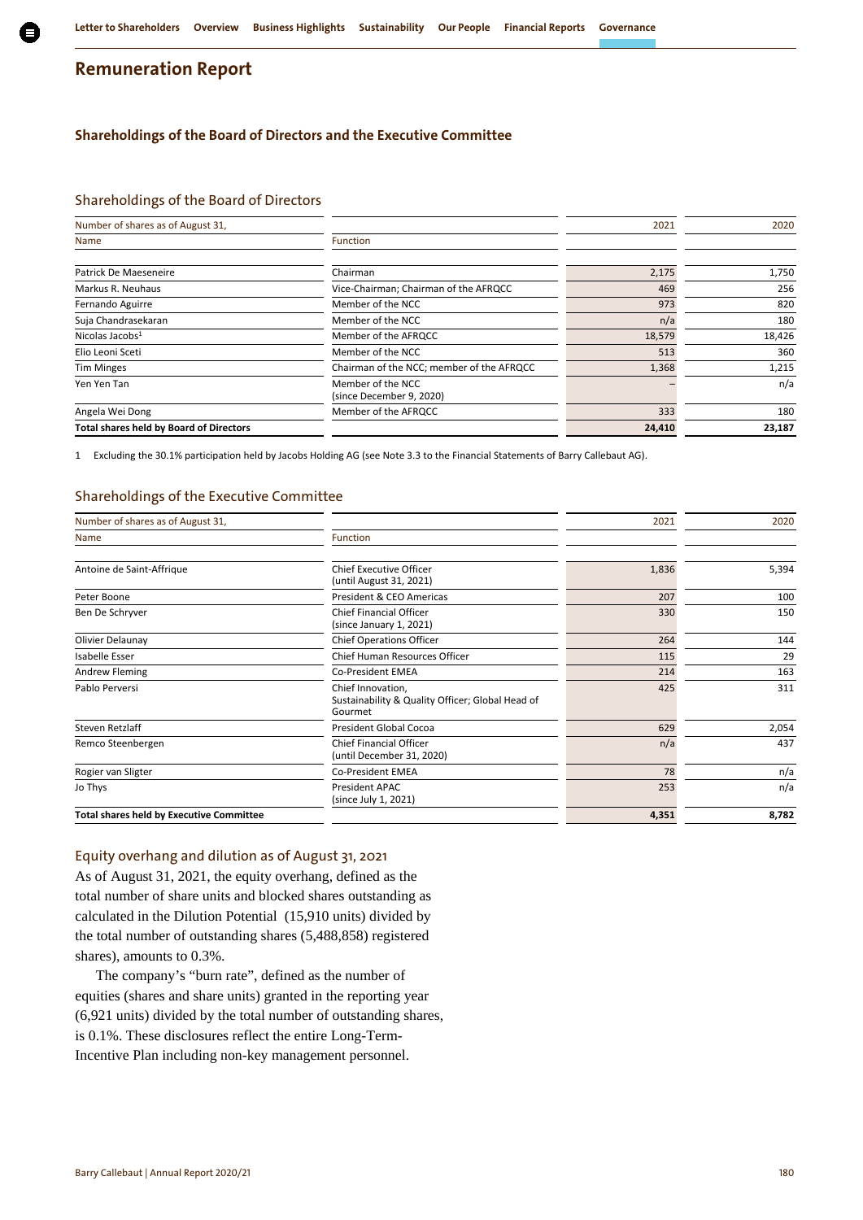# Remuneration Report

## Shareholdings of the Board of Directors and the Executive Committee

### Shareholdings of the Board of Directors

| Number of shares as of August 31, | | 2021 | 2020 |
|---|---|---|---|
| Name | Function | | |
| Patrick De Maeseneire | Chairman | 2,175 | 1,750 |
| Markus R. Neuhaus | Vice-Chairman; Chairman of the AFRQCC | 469 | 256 |
| Fernando Aguirre | Member of the NCC | 973 | 820 |
| Suja Chandrasekaran | Member of the NCC | n/a | 180 |
| Nicolas Jacobs[1] | Member of the AFRQCC | 18,579 | 18,426 |
| Elio Leoni Sceti | Member of the NCC | 513 | 360 |
| Tim Minges | Chairman of the NCC; member of the AFRQCC | 1,368 | 1,215 |
| Yen Yen Tan | Member of the NCC (since December 9, 2020) | – | n/a |
| Angela Wei Dong | Member of the AFRQCC | 333 | 180 |
| **Total shares held by Board of Directors** | | **24,410** | **23,187** |

1 Excluding the 30.1% participation held by Jacobs Holding AG (see Note 3.3 to the Financial Statements of Barry Callebaut AG).

### Shareholdings of the Executive Committee

| Number of shares as of August 31, | | 2021 | 2020 |
|---|---|---|---|
| Name | Function | | |
| Antoine de Saint-Affrique | Chief Executive Officer (until August 31, 2021) | 1,836 | 5,394 |
| Peter Boone | President & CEO Americas | 207 | 100 |
| Ben De Schryver | Chief Financial Officer (since January 1, 2021) | 330 | 150 |
| Olivier Delaunay | Chief Operations Officer | 264 | 144 |
| Isabelle Esser | Chief Human Resources Officer | 115 | 29 |
| Andrew Fleming | Co-President EMEA | 214 | 163 |
| Pablo Perversi | Chief Innovation, Sustainability & Quality Officer; Global Head of Gourmet | 425 | 311 |
| Steven Retzlaff | President Global Cocoa | 629 | 2,054 |
| Remco Steenbergen | Chief Financial Officer (until December 31, 2020) | n/a | 437 |
| Rogier van Sligter | Co-President EMEA | 78 | n/a |
| Jo Thys | President APAC (since July 1, 2021) | 253 | n/a |
| **Total shares held by Executive Committee** | | **4,351** | **8,782** |

### Equity overhang and dilution as of August 31, 2021

As of August 31, 2021, the equity overhang, defined as the total number of share units and blocked shares outstanding as calculated in the Dilution Potential (15,910 units) divided by the total number of outstanding shares (5,488,858) registered shares), amounts to 0.3%.

The company's "burn rate", defined as the number of equities (shares and share units) granted in the reporting year (6,921 units) divided by the total number of outstanding shares, is 0.1%. These disclosures reflect the entire Long-Term-Incentive Plan including non-key management personnel.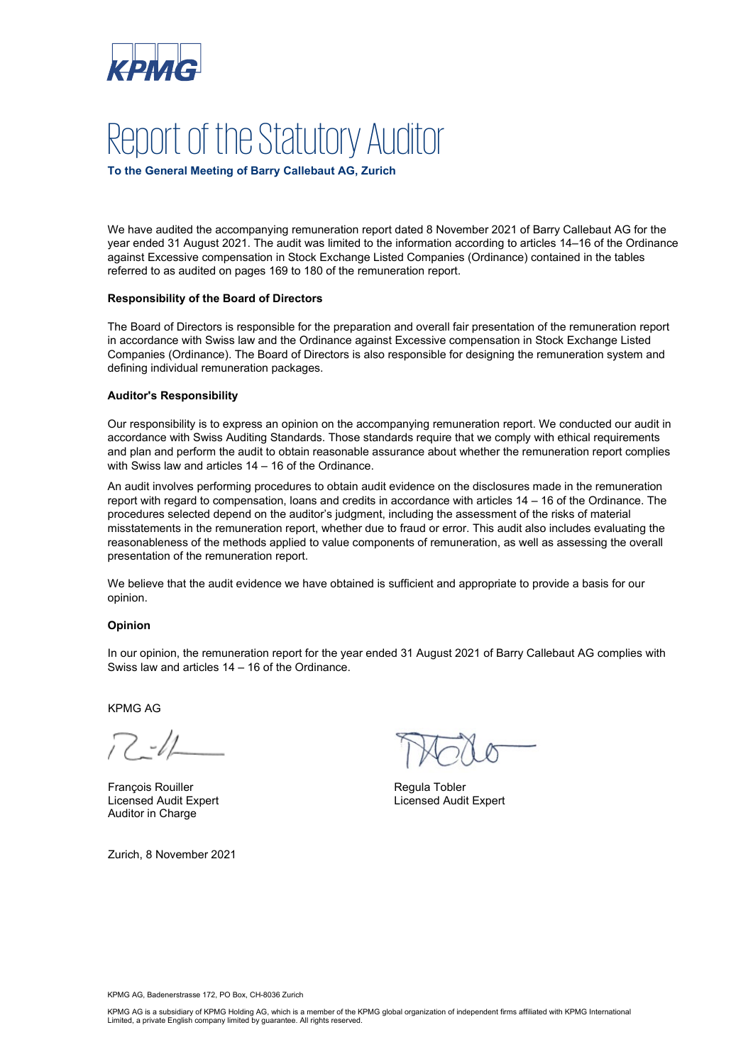# Report of the Statutory Auditor

**To the General Meeting of Barry Callebaut AG, Zurich**

We have audited the accompanying remuneration report dated 8 November 2021 of Barry Callebaut AG for the year ended 31 August 2021. The audit was limited to the information according to articles 14–16 of the Ordinance against Excessive compensation in Stock Exchange Listed Companies (Ordinance) contained in the tables referred to as audited on pages 169 to 180 of the remuneration report.

**Responsibility of the Board of Directors**

The Board of Directors is responsible for the preparation and overall fair presentation of the remuneration report in accordance with Swiss law and the Ordinance against Excessive compensation in Stock Exchange Listed Companies (Ordinance). The Board of Directors is also responsible for designing the remuneration system and defining individual remuneration packages.

**Auditor's Responsibility**

Our responsibility is to express an opinion on the accompanying remuneration report. We conducted our audit in accordance with Swiss Auditing Standards. Those standards require that we comply with ethical requirements and plan and perform the audit to obtain reasonable assurance about whether the remuneration report complies with Swiss law and articles 14 – 16 of the Ordinance.

An audit involves performing procedures to obtain audit evidence on the disclosures made in the remuneration report with regard to compensation, loans and credits in accordance with articles 14 – 16 of the Ordinance. The procedures selected depend on the auditor's judgment, including the assessment of the risks of material misstatements in the remuneration report, whether due to fraud or error. This audit also includes evaluating the reasonableness of the methods applied to value components of remuneration, as well as assessing the overall presentation of the remuneration report.

We believe that the audit evidence we have obtained is sufficient and appropriate to provide a basis for our opinion.

**Opinion**

In our opinion, the remuneration report for the year ended 31 August 2021 of Barry Callebaut AG complies with Swiss law and articles 14 – 16 of the Ordinance.

KPMG AG

François Rouiller
Licensed Audit Expert
Auditor in Charge

Regula Tobler
Licensed Audit Expert

Zurich, 8 November 2021

KPMG AG, Badenerstrasse 172, PO Box, CH-8036 Zurich

KPMG AG is a subsidiary of KPMG Holding AG, which is a member of the KPMG global organization of independent firms affiliated with KPMG International Limited, a private English company limited by guarantee. All rights reserved.